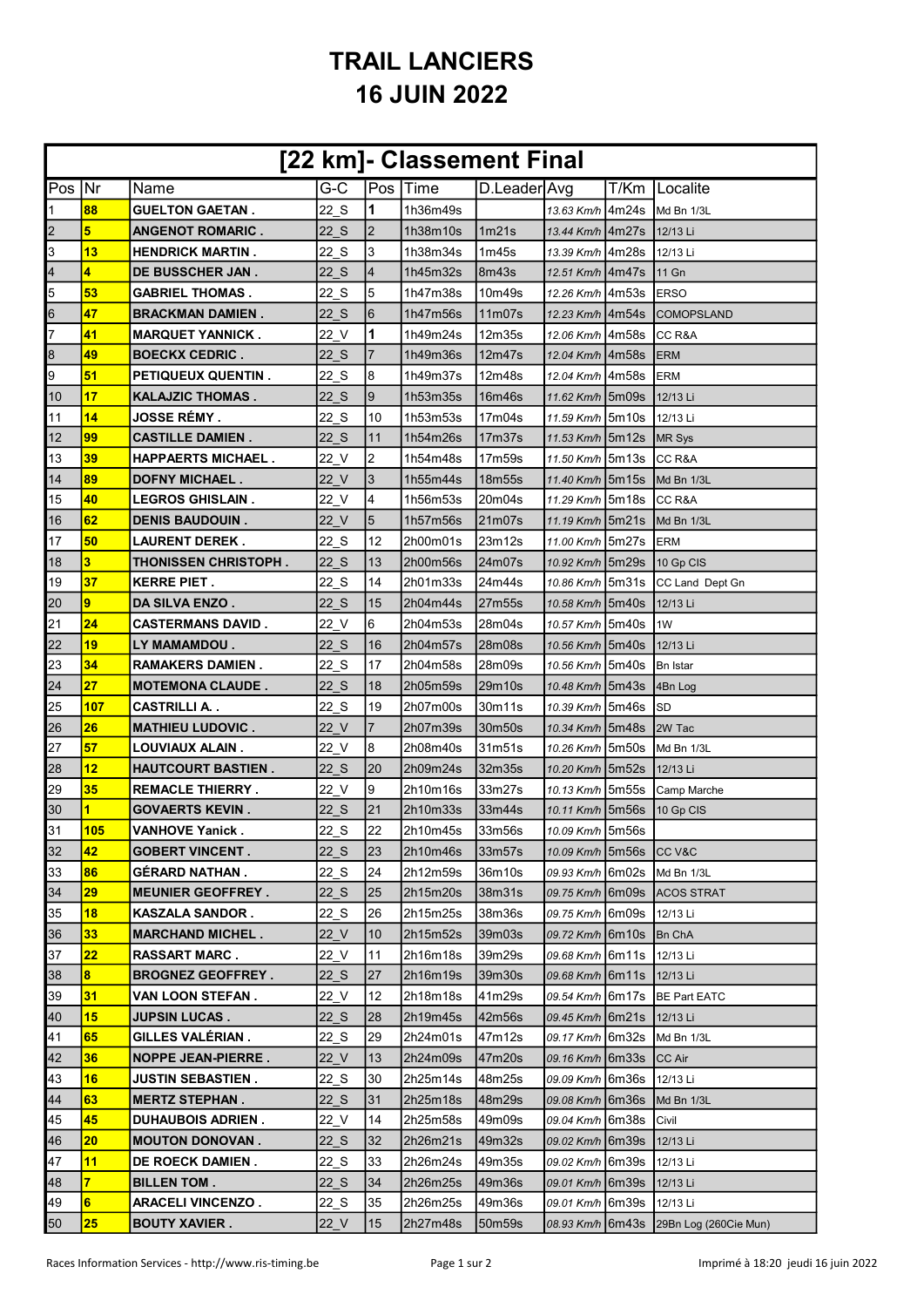# TRAIL LANCIERS
# 16 JUIN 2022

## [22 km]- Classement Final

| Pos | Nr | Name | G-C | Pos | Time | D.Leader | Avg | T/Km | Localite |
|---|---|---|---|---|---|---|---|---|---|
| 1 | 88 | GUELTON GAETAN . | 22_S | 1 | 1h36m49s | | 13.63 Km/h | 4m24s | Md Bn 1/3L |
| 2 | 5 | ANGENOT ROMARIC . | 22_S | 2 | 1h38m10s | 1m21s | 13.44 Km/h | 4m27s | 12/13 Li |
| 3 | 13 | HENDRICK MARTIN . | 22_S | 3 | 1h38m34s | 1m45s | 13.39 Km/h | 4m28s | 12/13 Li |
| 4 | 4 | DE BUSSCHER JAN . | 22_S | 4 | 1h45m32s | 8m43s | 12.51 Km/h | 4m47s | 11 Gn |
| 5 | 53 | GABRIEL THOMAS . | 22_S | 5 | 1h47m38s | 10m49s | 12.26 Km/h | 4m53s | ERSO |
| 6 | 47 | BRACKMAN DAMIEN . | 22_S | 6 | 1h47m56s | 11m07s | 12.23 Km/h | 4m54s | COMOPSLAND |
| 7 | 41 | MARQUET YANNICK . | 22_V | 1 | 1h49m24s | 12m35s | 12.06 Km/h | 4m58s | CC R&A |
| 8 | 49 | BOECKX CEDRIC . | 22_S | 7 | 1h49m36s | 12m47s | 12.04 Km/h | 4m58s | ERM |
| 9 | 51 | PETIQUEUX QUENTIN . | 22_S | 8 | 1h49m37s | 12m48s | 12.04 Km/h | 4m58s | ERM |
| 10 | 17 | KALAJZIC THOMAS . | 22_S | 9 | 1h53m35s | 16m46s | 11.62 Km/h | 5m09s | 12/13 Li |
| 11 | 14 | JOSSE RÉMY . | 22_S | 10 | 1h53m53s | 17m04s | 11.59 Km/h | 5m10s | 12/13 Li |
| 12 | 99 | CASTILLE DAMIEN . | 22_S | 11 | 1h54m26s | 17m37s | 11.53 Km/h | 5m12s | MR Sys |
| 13 | 39 | HAPPAERTS MICHAEL . | 22_V | 2 | 1h54m48s | 17m59s | 11.50 Km/h | 5m13s | CC R&A |
| 14 | 89 | DOFNY MICHAEL . | 22_V | 3 | 1h55m44s | 18m55s | 11.40 Km/h | 5m15s | Md Bn 1/3L |
| 15 | 40 | LEGROS GHISLAIN . | 22_V | 4 | 1h56m53s | 20m04s | 11.29 Km/h | 5m18s | CC R&A |
| 16 | 62 | DENIS BAUDOUIN . | 22_V | 5 | 1h57m56s | 21m07s | 11.19 Km/h | 5m21s | Md Bn 1/3L |
| 17 | 50 | LAURENT DEREK . | 22_S | 12 | 2h00m01s | 23m12s | 11.00 Km/h | 5m27s | ERM |
| 18 | 3 | THONISSEN CHRISTOPH . | 22_S | 13 | 2h00m56s | 24m07s | 10.92 Km/h | 5m29s | 10 Gp CIS |
| 19 | 37 | KERRE PIET . | 22_S | 14 | 2h01m33s | 24m44s | 10.86 Km/h | 5m31s | CC Land Dept Gn |
| 20 | 9 | DA SILVA ENZO . | 22_S | 15 | 2h04m44s | 27m55s | 10.58 Km/h | 5m40s | 12/13 Li |
| 21 | 24 | CASTERMANS DAVID . | 22_V | 6 | 2h04m53s | 28m04s | 10.57 Km/h | 5m40s | 1W |
| 22 | 19 | LY MAMAMDOU . | 22_S | 16 | 2h04m57s | 28m08s | 10.56 Km/h | 5m40s | 12/13 Li |
| 23 | 34 | RAMAKERS DAMIEN . | 22_S | 17 | 2h04m58s | 28m09s | 10.56 Km/h | 5m40s | Bn Istar |
| 24 | 27 | MOTEMONA CLAUDE . | 22_S | 18 | 2h05m59s | 29m10s | 10.48 Km/h | 5m43s | 4Bn Log |
| 25 | 107 | CASTRILLI A. . | 22_S | 19 | 2h07m00s | 30m11s | 10.39 Km/h | 5m46s | SD |
| 26 | 26 | MATHIEU LUDOVIC . | 22_V | 7 | 2h07m39s | 30m50s | 10.34 Km/h | 5m48s | 2W Tac |
| 27 | 57 | LOUVIAUX ALAIN . | 22_V | 8 | 2h08m40s | 31m51s | 10.26 Km/h | 5m50s | Md Bn 1/3L |
| 28 | 12 | HAUTCOURT BASTIEN . | 22_S | 20 | 2h09m24s | 32m35s | 10.20 Km/h | 5m52s | 12/13 Li |
| 29 | 35 | REMACLE THIERRY . | 22_V | 9 | 2h10m16s | 33m27s | 10.13 Km/h | 5m55s | Camp Marche |
| 30 | 1 | GOVAERTS KEVIN . | 22_S | 21 | 2h10m33s | 33m44s | 10.11 Km/h | 5m56s | 10 Gp CIS |
| 31 | 105 | VANHOVE Yanick . | 22_S | 22 | 2h10m45s | 33m56s | 10.09 Km/h | 5m56s | |
| 32 | 42 | GOBERT VINCENT . | 22_S | 23 | 2h10m46s | 33m57s | 10.09 Km/h | 5m56s | CC V&C |
| 33 | 86 | GÉRARD NATHAN . | 22_S | 24 | 2h12m59s | 36m10s | 09.93 Km/h | 6m02s | Md Bn 1/3L |
| 34 | 29 | MEUNIER GEOFFREY . | 22_S | 25 | 2h15m20s | 38m31s | 09.75 Km/h | 6m09s | ACOS STRAT |
| 35 | 18 | KASZALA SANDOR . | 22_S | 26 | 2h15m25s | 38m36s | 09.75 Km/h | 6m09s | 12/13 Li |
| 36 | 33 | MARCHAND MICHEL . | 22_V | 10 | 2h15m52s | 39m03s | 09.72 Km/h | 6m10s | Bn ChA |
| 37 | 22 | RASSART MARC . | 22_V | 11 | 2h16m18s | 39m29s | 09.68 Km/h | 6m11s | 12/13 Li |
| 38 | 8 | BROGNEZ GEOFFREY . | 22_S | 27 | 2h16m19s | 39m30s | 09.68 Km/h | 6m11s | 12/13 Li |
| 39 | 31 | VAN LOON STEFAN . | 22_V | 12 | 2h18m18s | 41m29s | 09.54 Km/h | 6m17s | BE Part EATC |
| 40 | 15 | JUPSIN LUCAS . | 22_S | 28 | 2h19m45s | 42m56s | 09.45 Km/h | 6m21s | 12/13 Li |
| 41 | 65 | GILLES VALÉRIAN . | 22_S | 29 | 2h24m01s | 47m12s | 09.17 Km/h | 6m32s | Md Bn 1/3L |
| 42 | 36 | NOPPE JEAN-PIERRE . | 22_V | 13 | 2h24m09s | 47m20s | 09.16 Km/h | 6m33s | CC Air |
| 43 | 16 | JUSTIN SEBASTIEN . | 22_S | 30 | 2h25m14s | 48m25s | 09.09 Km/h | 6m36s | 12/13 Li |
| 44 | 63 | MERTZ STEPHAN . | 22_S | 31 | 2h25m18s | 48m29s | 09.08 Km/h | 6m36s | Md Bn 1/3L |
| 45 | 45 | DUHAUBOIS ADRIEN . | 22_V | 14 | 2h25m58s | 49m09s | 09.04 Km/h | 6m38s | Civil |
| 46 | 20 | MOUTON DONOVAN . | 22_S | 32 | 2h26m21s | 49m32s | 09.02 Km/h | 6m39s | 12/13 Li |
| 47 | 11 | DE ROECK DAMIEN . | 22_S | 33 | 2h26m24s | 49m35s | 09.02 Km/h | 6m39s | 12/13 Li |
| 48 | 7 | BILLEN TOM . | 22_S | 34 | 2h26m25s | 49m36s | 09.01 Km/h | 6m39s | 12/13 Li |
| 49 | 6 | ARACELI VINCENZO . | 22_S | 35 | 2h26m25s | 49m36s | 09.01 Km/h | 6m39s | 12/13 Li |
| 50 | 25 | BOUTY XAVIER . | 22_V | 15 | 2h27m48s | 50m59s | 08.93 Km/h | 6m43s | 29Bn Log (260Cie Mun) |

Races Information Services - http://www.ris-timing.be

Imprimé à 18:20 jeudi 16 juin 2022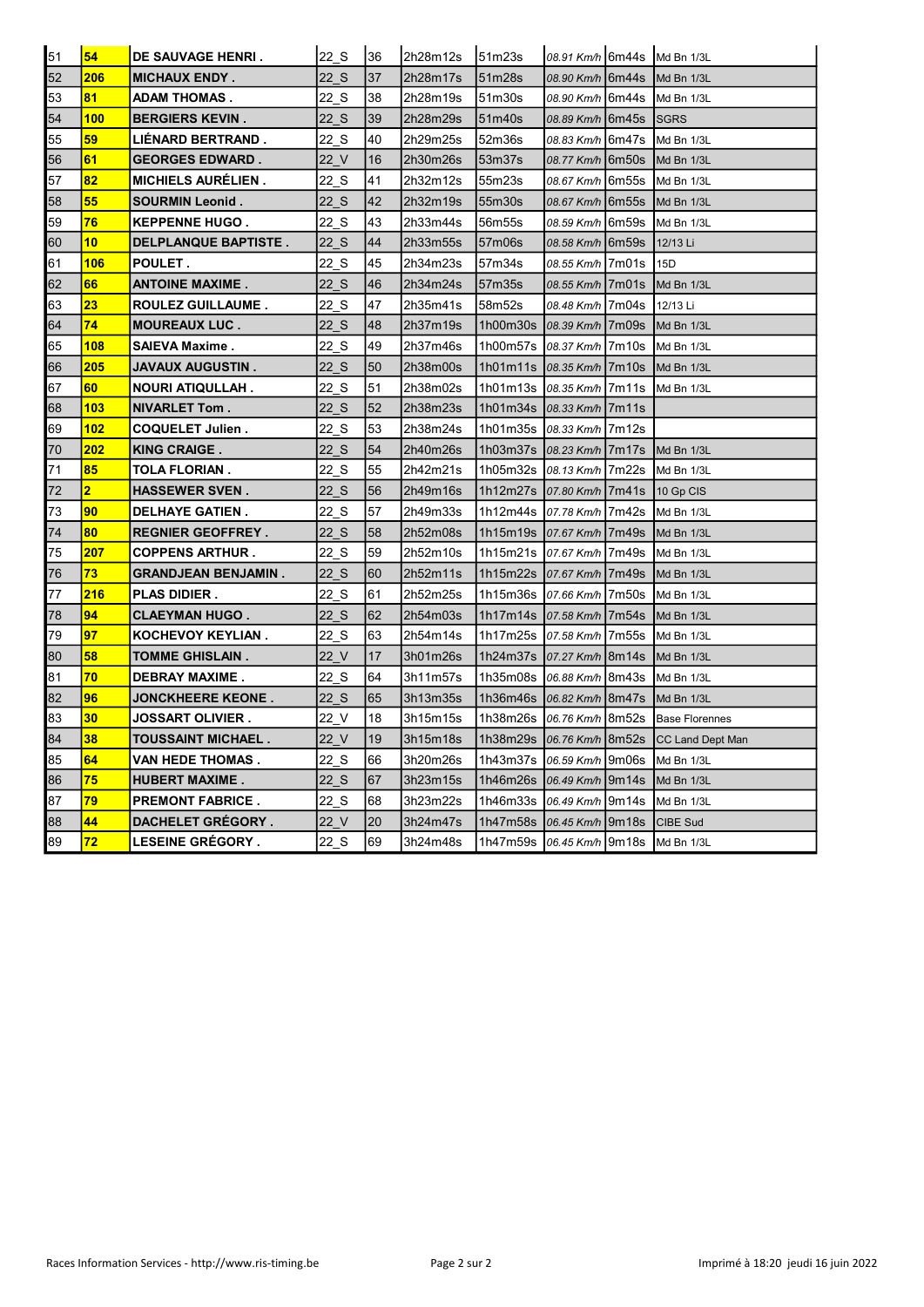| | | | | | | | | | |
|---|---|---|---|---|---|---|---|---|---|
| 51 | **54** | **DE SAUVAGE HENRI .** | 22_S | 36 | 2h28m12s | 51m23s | *08.91 Km/h* | 6m44s | Md Bn 1/3L |
| 52 | **206** | **MICHAUX ENDY .** | 22_S | 37 | 2h28m17s | 51m28s | *08.90 Km/h* | 6m44s | Md Bn 1/3L |
| 53 | **81** | **ADAM THOMAS .** | 22_S | 38 | 2h28m19s | 51m30s | *08.90 Km/h* | 6m44s | Md Bn 1/3L |
| 54 | **100** | **BERGIERS KEVIN .** | 22_S | 39 | 2h28m29s | 51m40s | *08.89 Km/h* | 6m45s | SGRS |
| 55 | **59** | **LIÉNARD BERTRAND .** | 22_S | 40 | 2h29m25s | 52m36s | *08.83 Km/h* | 6m47s | Md Bn 1/3L |
| 56 | **61** | **GEORGES EDWARD .** | 22_V | 16 | 2h30m26s | 53m37s | *08.77 Km/h* | 6m50s | Md Bn 1/3L |
| 57 | **82** | **MICHIELS AURÉLIEN .** | 22_S | 41 | 2h32m12s | 55m23s | *08.67 Km/h* | 6m55s | Md Bn 1/3L |
| 58 | **55** | **SOURMIN Leonid .** | 22_S | 42 | 2h32m19s | 55m30s | *08.67 Km/h* | 6m55s | Md Bn 1/3L |
| 59 | **76** | **KEPPENNE HUGO .** | 22_S | 43 | 2h33m44s | 56m55s | *08.59 Km/h* | 6m59s | Md Bn 1/3L |
| 60 | **10** | **DELPLANQUE BAPTISTE .** | 22_S | 44 | 2h33m55s | 57m06s | *08.58 Km/h* | 6m59s | 12/13 Li |
| 61 | **106** | **POULET .** | 22_S | 45 | 2h34m23s | 57m34s | *08.55 Km/h* | 7m01s | 15D |
| 62 | **66** | **ANTOINE MAXIME .** | 22_S | 46 | 2h34m24s | 57m35s | *08.55 Km/h* | 7m01s | Md Bn 1/3L |
| 63 | **23** | **ROULEZ GUILLAUME .** | 22_S | 47 | 2h35m41s | 58m52s | *08.48 Km/h* | 7m04s | 12/13 Li |
| 64 | **74** | **MOUREAUX LUC .** | 22_S | 48 | 2h37m19s | 1h00m30s | *08.39 Km/h* | 7m09s | Md Bn 1/3L |
| 65 | **108** | **SAIEVA Maxime .** | 22_S | 49 | 2h37m46s | 1h00m57s | *08.37 Km/h* | 7m10s | Md Bn 1/3L |
| 66 | **205** | **JAVAUX AUGUSTIN .** | 22_S | 50 | 2h38m00s | 1h01m11s | *08.35 Km/h* | 7m10s | Md Bn 1/3L |
| 67 | **60** | **NOURI ATIQULLAH .** | 22_S | 51 | 2h38m02s | 1h01m13s | *08.35 Km/h* | 7m11s | Md Bn 1/3L |
| 68 | **103** | **NIVARLET Tom .** | 22_S | 52 | 2h38m23s | 1h01m34s | *08.33 Km/h* | 7m11s | |
| 69 | **102** | **COQUELET Julien .** | 22_S | 53 | 2h38m24s | 1h01m35s | *08.33 Km/h* | 7m12s | |
| 70 | **202** | **KING CRAIGE .** | 22_S | 54 | 2h40m26s | 1h03m37s | *08.23 Km/h* | 7m17s | Md Bn 1/3L |
| 71 | **85** | **TOLA FLORIAN .** | 22_S | 55 | 2h42m21s | 1h05m32s | *08.13 Km/h* | 7m22s | Md Bn 1/3L |
| 72 | **2** | **HASSEWER SVEN .** | 22_S | 56 | 2h49m16s | 1h12m27s | *07.80 Km/h* | 7m41s | 10 Gp CIS |
| 73 | **90** | **DELHAYE GATIEN .** | 22_S | 57 | 2h49m33s | 1h12m44s | *07.78 Km/h* | 7m42s | Md Bn 1/3L |
| 74 | **80** | **REGNIER GEOFFREY .** | 22_S | 58 | 2h52m08s | 1h15m19s | *07.67 Km/h* | 7m49s | Md Bn 1/3L |
| 75 | **207** | **COPPENS ARTHUR .** | 22_S | 59 | 2h52m10s | 1h15m21s | *07.67 Km/h* | 7m49s | Md Bn 1/3L |
| 76 | **73** | **GRANDJEAN BENJAMIN .** | 22_S | 60 | 2h52m11s | 1h15m22s | *07.67 Km/h* | 7m49s | Md Bn 1/3L |
| 77 | **216** | **PLAS DIDIER .** | 22_S | 61 | 2h52m25s | 1h15m36s | *07.66 Km/h* | 7m50s | Md Bn 1/3L |
| 78 | **94** | **CLAEYMAN HUGO .** | 22_S | 62 | 2h54m03s | 1h17m14s | *07.58 Km/h* | 7m54s | Md Bn 1/3L |
| 79 | **97** | **KOCHEVOY KEYLIAN .** | 22_S | 63 | 2h54m14s | 1h17m25s | *07.58 Km/h* | 7m55s | Md Bn 1/3L |
| 80 | **58** | **TOMME GHISLAIN .** | 22_V | 17 | 3h01m26s | 1h24m37s | *07.27 Km/h* | 8m14s | Md Bn 1/3L |
| 81 | **70** | **DEBRAY MAXIME .** | 22_S | 64 | 3h11m57s | 1h35m08s | *06.88 Km/h* | 8m43s | Md Bn 1/3L |
| 82 | **96** | **JONCKHEERE KEONE .** | 22_S | 65 | 3h13m35s | 1h36m46s | *06.82 Km/h* | 8m47s | Md Bn 1/3L |
| 83 | **30** | **JOSSART OLIVIER .** | 22_V | 18 | 3h15m15s | 1h38m26s | *06.76 Km/h* | 8m52s | Base Florennes |
| 84 | **38** | **TOUSSAINT MICHAEL .** | 22_V | 19 | 3h15m18s | 1h38m29s | *06.76 Km/h* | 8m52s | CC Land Dept Man |
| 85 | **64** | **VAN HEDE THOMAS .** | 22_S | 66 | 3h20m26s | 1h43m37s | *06.59 Km/h* | 9m06s | Md Bn 1/3L |
| 86 | **75** | **HUBERT MAXIME .** | 22_S | 67 | 3h23m15s | 1h46m26s | *06.49 Km/h* | 9m14s | Md Bn 1/3L |
| 87 | **79** | **PREMONT FABRICE .** | 22_S | 68 | 3h23m22s | 1h46m33s | *06.49 Km/h* | 9m14s | Md Bn 1/3L |
| 88 | **44** | **DACHELET GRÉGORY .** | 22_V | 20 | 3h24m47s | 1h47m58s | *06.45 Km/h* | 9m18s | CIBE Sud |
| 89 | **72** | **LESEINE GRÉGORY .** | 22_S | 69 | 3h24m48s | 1h47m59s | *06.45 Km/h* | 9m18s | Md Bn 1/3L |

Races Information Services - http://www.ris-timing.be

Imprimé à 18:20 jeudi 16 juin 2022